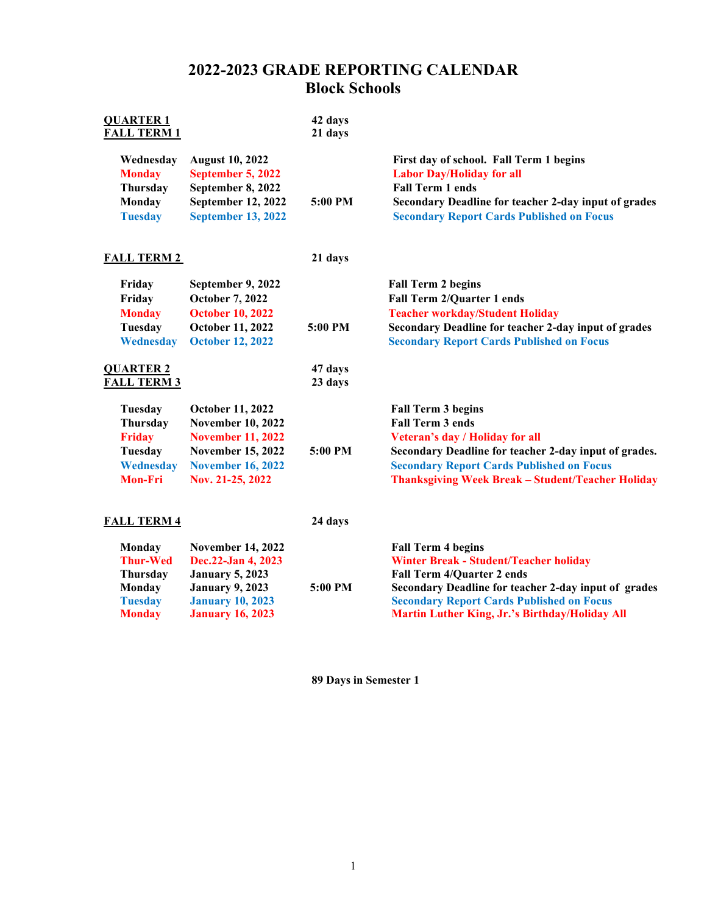# 2022-2023 GRADE REPORTING CALENDAR
## Block Schools

**QUARTER 1** — 42 days
**FALL TERM 1** — 21 days

| Day | Date | Time | Event |
|---|---|---|---|
| Wednesday | August 10, 2022 | | First day of school. Fall Term 1 begins |
| Monday | September 5, 2022 | | Labor Day/Holiday for all |
| Thursday | September 8, 2022 | | Fall Term 1 ends |
| Monday | September 12, 2022 | 5:00 PM | Secondary Deadline for teacher 2-day input of grades |
| Tuesday | September 13, 2022 | | Secondary Report Cards Published on Focus |

**FALL TERM 2** — 21 days

| Day | Date | Time | Event |
|---|---|---|---|
| Friday | September 9, 2022 | | Fall Term 2 begins |
| Friday | October 7, 2022 | | Fall Term 2/Quarter 1 ends |
| Monday | October 10, 2022 | | Teacher workday/Student Holiday |
| Tuesday | October 11, 2022 | 5:00 PM | Secondary Deadline for teacher 2-day input of grades |
| Wednesday | October 12, 2022 | | Secondary Report Cards Published on Focus |

**QUARTER 2** — 47 days
**FALL TERM 3** — 23 days

| Day | Date | Time | Event |
|---|---|---|---|
| Tuesday | October 11, 2022 | | Fall Term 3 begins |
| Thursday | November 10, 2022 | | Fall Term 3 ends |
| Friday | November 11, 2022 | | Veteran's day / Holiday for all |
| Tuesday | November 15, 2022 | 5:00 PM | Secondary Deadline for teacher 2-day input of grades. |
| Wednesday | November 16, 2022 | | Secondary Report Cards Published on Focus |
| Mon-Fri | Nov. 21-25, 2022 | | Thanksgiving Week Break – Student/Teacher Holiday |

**FALL TERM 4** — 24 days

| Day | Date | Time | Event |
|---|---|---|---|
| Monday | November 14, 2022 | | Fall Term 4 begins |
| Thur-Wed | Dec.22-Jan 4, 2023 | | Winter Break - Student/Teacher holiday |
| Thursday | January 5, 2023 | | Fall Term 4/Quarter 2 ends |
| Monday | January 9, 2023 | 5:00 PM | Secondary Deadline for teacher 2-day input of grades |
| Tuesday | January 10, 2023 | | Secondary Report Cards Published on Focus |
| Monday | January 16, 2023 | | Martin Luther King, Jr.'s Birthday/Holiday All |

**89 Days in Semester 1**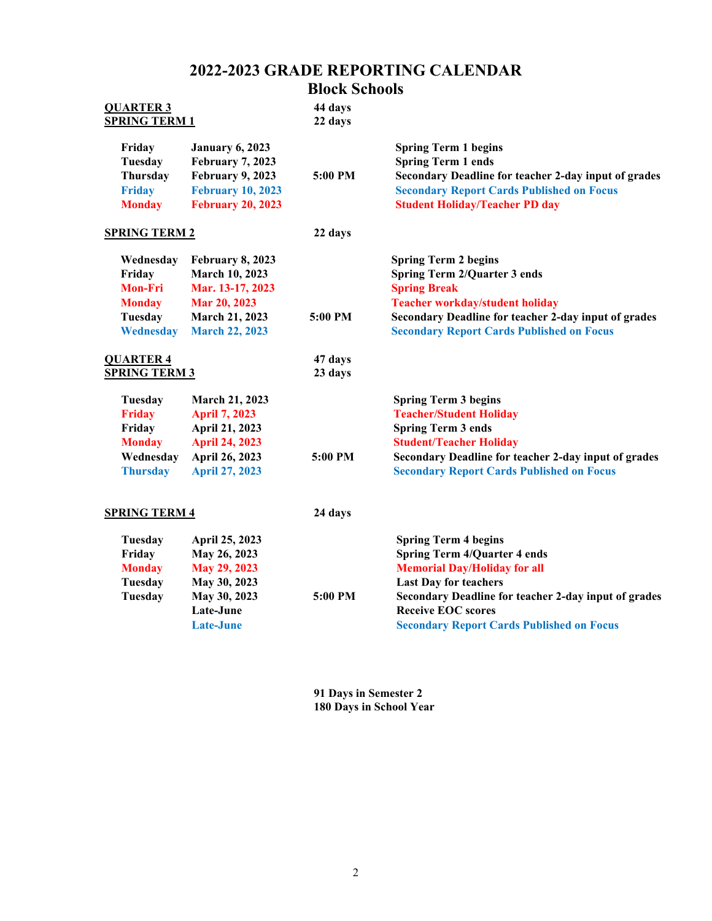# 2022-2023 GRADE REPORTING CALENDAR

## Block Schools

**QUARTER 3** — 44 days
**SPRING TERM 1** — 22 days

| | | | |
|---|---|---|---|
| Friday | January 6, 2023 | | Spring Term 1 begins |
| Tuesday | February 7, 2023 | | Spring Term 1 ends |
| Thursday | February 9, 2023 | 5:00 PM | Secondary Deadline for teacher 2-day input of grades |
| Friday | February 10, 2023 | | Secondary Report Cards Published on Focus |
| Monday | February 20, 2023 | | Student Holiday/Teacher PD day |

**SPRING TERM 2** — 22 days

| | | | |
|---|---|---|---|
| Wednesday | February 8, 2023 | | Spring Term 2 begins |
| Friday | March 10, 2023 | | Spring Term 2/Quarter 3 ends |
| Mon-Fri | Mar. 13-17, 2023 | | Spring Break |
| Monday | Mar 20, 2023 | | Teacher workday/student holiday |
| Tuesday | March 21, 2023 | 5:00 PM | Secondary Deadline for teacher 2-day input of grades |
| Wednesday | March 22, 2023 | | Secondary Report Cards Published on Focus |

**QUARTER 4** — 47 days
**SPRING TERM 3** — 23 days

| | | | |
|---|---|---|---|
| Tuesday | March 21, 2023 | | Spring Term 3 begins |
| Friday | April 7, 2023 | | Teacher/Student Holiday |
| Friday | April 21, 2023 | | Spring Term 3 ends |
| Monday | April 24, 2023 | | Student/Teacher Holiday |
| Wednesday | April 26, 2023 | 5:00 PM | Secondary Deadline for teacher 2-day input of grades |
| Thursday | April 27, 2023 | | Secondary Report Cards Published on Focus |

**SPRING TERM 4** — 24 days

| | | | |
|---|---|---|---|
| Tuesday | April 25, 2023 | | Spring Term 4 begins |
| Friday | May 26, 2023 | | Spring Term 4/Quarter 4 ends |
| Monday | May 29, 2023 | | Memorial Day/Holiday for all |
| Tuesday | May 30, 2023 | | Last Day for teachers |
| Tuesday | May 30, 2023 | 5:00 PM | Secondary Deadline for teacher 2-day input of grades |
| | Late-June | | Receive EOC scores |
| | Late-June | | Secondary Report Cards Published on Focus |

**91 Days in Semester 2**
**180 Days in School Year**